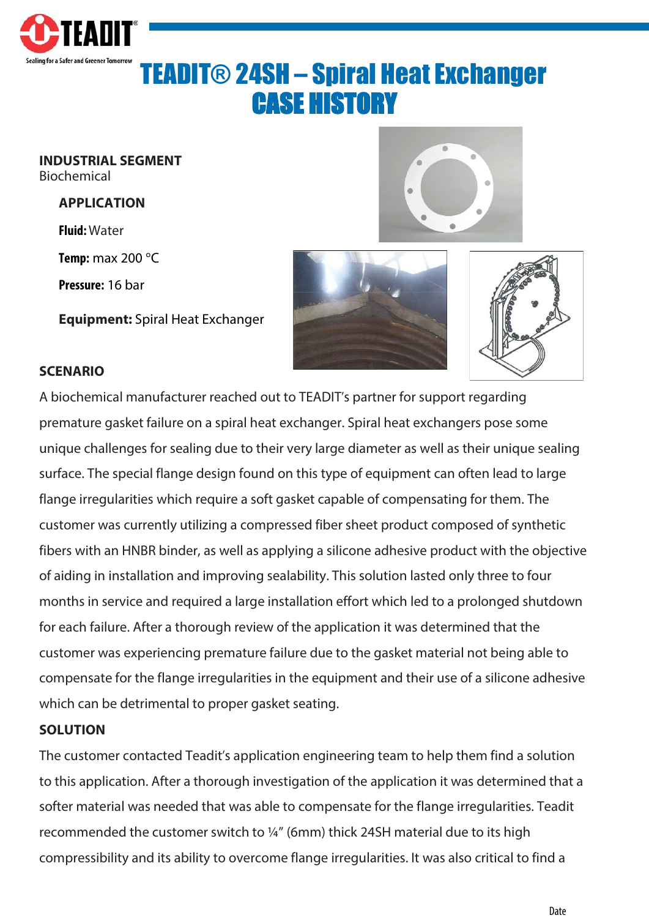# TEADIT® 24SH – Spiral Heat Exchanger CASE HISTORY

**INDUSTRIAL SEGMENT**
Biochemical

**APPLICATION**

**Fluid:** Water

**Temp:** max 200 °C

**Pressure:** 16 bar

**Equipment:** Spiral Heat Exchanger

**SCENARIO**

A biochemical manufacturer reached out to TEADIT's partner for support regarding premature gasket failure on a spiral heat exchanger. Spiral heat exchangers pose some unique challenges for sealing due to their very large diameter as well as their unique sealing surface. The special flange design found on this type of equipment can often lead to large flange irregularities which require a soft gasket capable of compensating for them. The customer was currently utilizing a compressed fiber sheet product composed of synthetic fibers with an HNBR binder, as well as applying a silicone adhesive product with the objective of aiding in installation and improving sealability. This solution lasted only three to four months in service and required a large installation effort which led to a prolonged shutdown for each failure. After a thorough review of the application it was determined that the customer was experiencing premature failure due to the gasket material not being able to compensate for the flange irregularities in the equipment and their use of a silicone adhesive which can be detrimental to proper gasket seating.

**SOLUTION**

The customer contacted Teadit's application engineering team to help them find a solution to this application. After a thorough investigation of the application it was determined that a softer material was needed that was able to compensate for the flange irregularities. Teadit recommended the customer switch to ¼" (6mm) thick 24SH material due to its high compressibility and its ability to overcome flange irregularities. It was also critical to find a

Date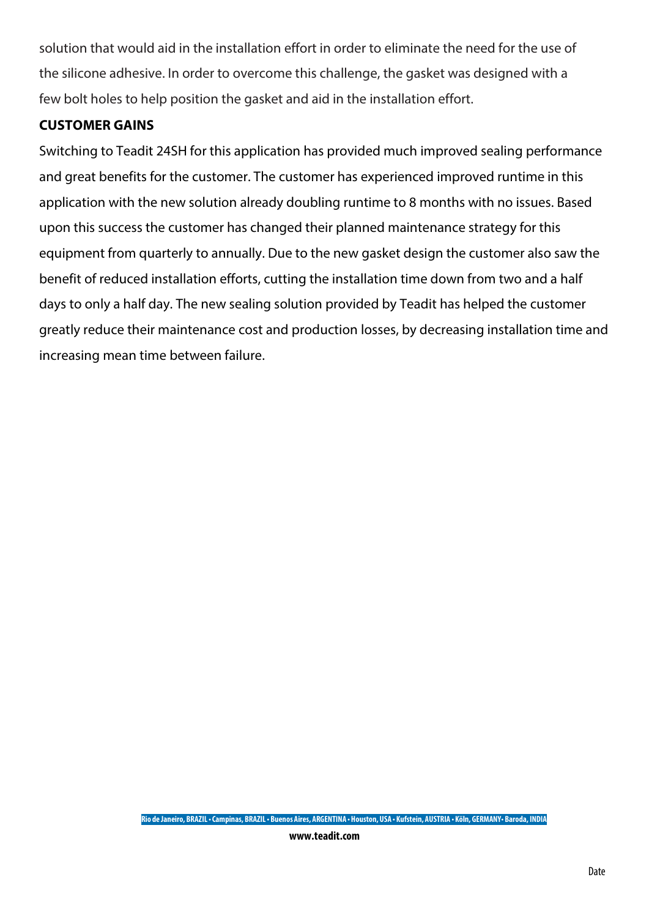solution that would aid in the installation effort in order to eliminate the need for the use of the silicone adhesive. In order to overcome this challenge, the gasket was designed with a few bolt holes to help position the gasket and aid in the installation effort.

**CUSTOMER GAINS**

Switching to Teadit 24SH for this application has provided much improved sealing performance and great benefits for the customer. The customer has experienced improved runtime in this application with the new solution already doubling runtime to 8 months with no issues. Based upon this success the customer has changed their planned maintenance strategy for this equipment from quarterly to annually. Due to the new gasket design the customer also saw the benefit of reduced installation efforts, cutting the installation time down from two and a half days to only a half day. The new sealing solution provided by Teadit has helped the customer greatly reduce their maintenance cost and production losses, by decreasing installation time and increasing mean time between failure.